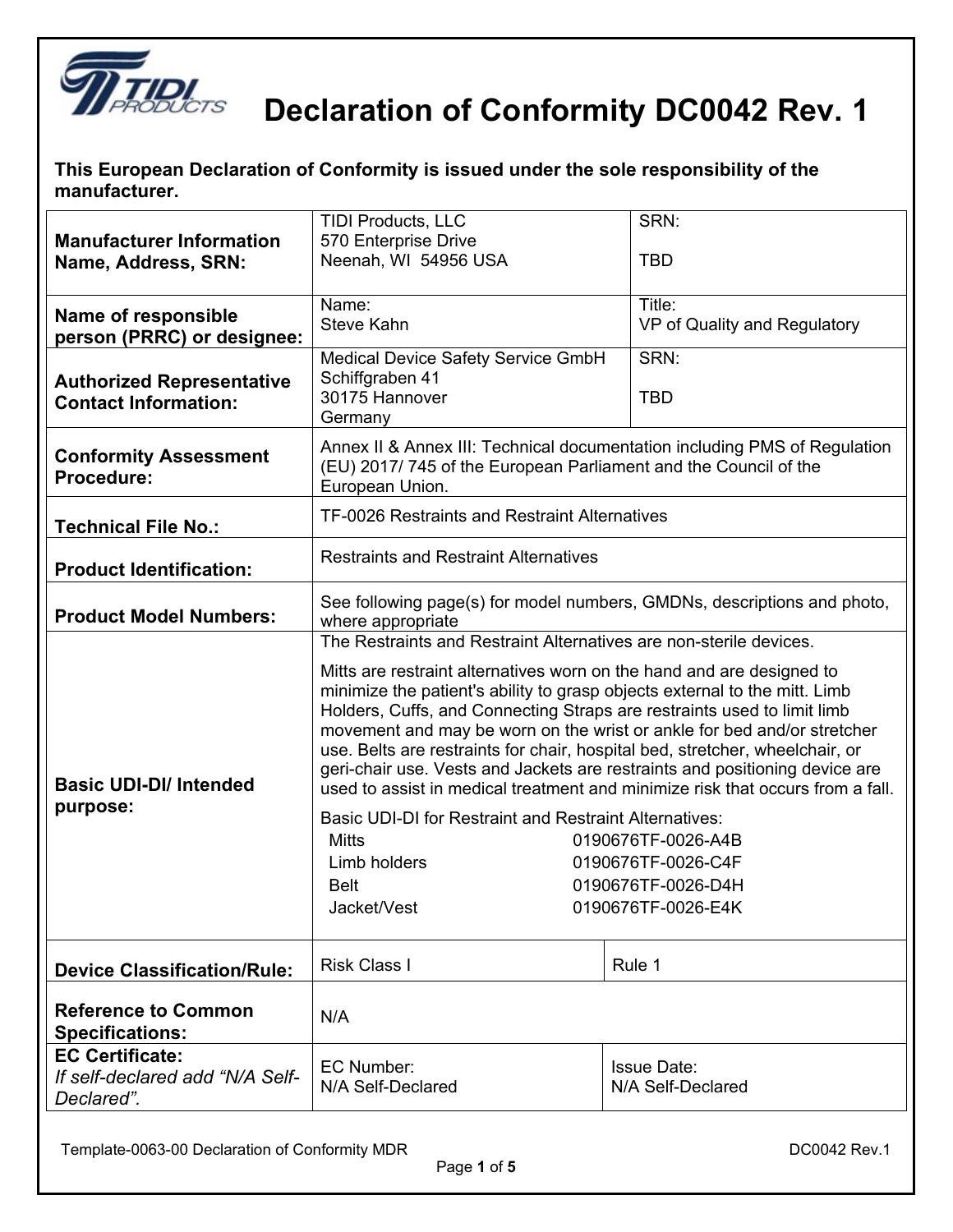# Declaration of Conformity DC0042 Rev. 1

**This European Declaration of Conformity is issued under the sole responsibility of the manufacturer.**

| | | |
|---|---|---|
| **Manufacturer Information Name, Address, SRN:** | TIDI Products, LLC<br>570 Enterprise Drive<br>Neenah, WI 54956 USA | SRN:<br><br>TBD |
| **Name of responsible person (PRRC) or designee:** | Name:<br>Steve Kahn | Title:<br>VP of Quality and Regulatory |
| **Authorized Representative Contact Information:** | Medical Device Safety Service GmbH<br>Schiffgraben 41<br>30175 Hannover<br>Germany | SRN:<br><br>TBD |
| **Conformity Assessment Procedure:** | Annex II & Annex III: Technical documentation including PMS of Regulation (EU) 2017/ 745 of the European Parliament and the Council of the European Union. | |
| **Technical File No.:** | TF-0026 Restraints and Restraint Alternatives | |
| **Product Identification:** | Restraints and Restraint Alternatives | |
| **Product Model Numbers:** | See following page(s) for model numbers, GMDNs, descriptions and photo, where appropriate | |
| **Basic UDI-DI/ Intended purpose:** | The Restraints and Restraint Alternatives are non-sterile devices.<br><br>Mitts are restraint alternatives worn on the hand and are designed to minimize the patient's ability to grasp objects external to the mitt. Limb Holders, Cuffs, and Connecting Straps are restraints used to limit limb movement and may be worn on the wrist or ankle for bed and/or stretcher use. Belts are restraints for chair, hospital bed, stretcher, wheelchair, or geri-chair use. Vests and Jackets are restraints and positioning device are used to assist in medical treatment and minimize risk that occurs from a fall.<br><br>Basic UDI-DI for Restraint and Restraint Alternatives:<br>Mitts 0190676TF-0026-A4B<br>Limb holders 0190676TF-0026-C4F<br>Belt 0190676TF-0026-D4H<br>Jacket/Vest 0190676TF-0026-E4K | |
| **Device Classification/Rule:** | Risk Class I | Rule 1 |
| **Reference to Common Specifications:** | N/A | |
| **EC Certificate:**<br>*If self-declared add "N/A Self-Declared".* | EC Number:<br>N/A Self-Declared | Issue Date:<br>N/A Self-Declared |

Template-0063-00 Declaration of Conformity MDR DC0042 Rev.1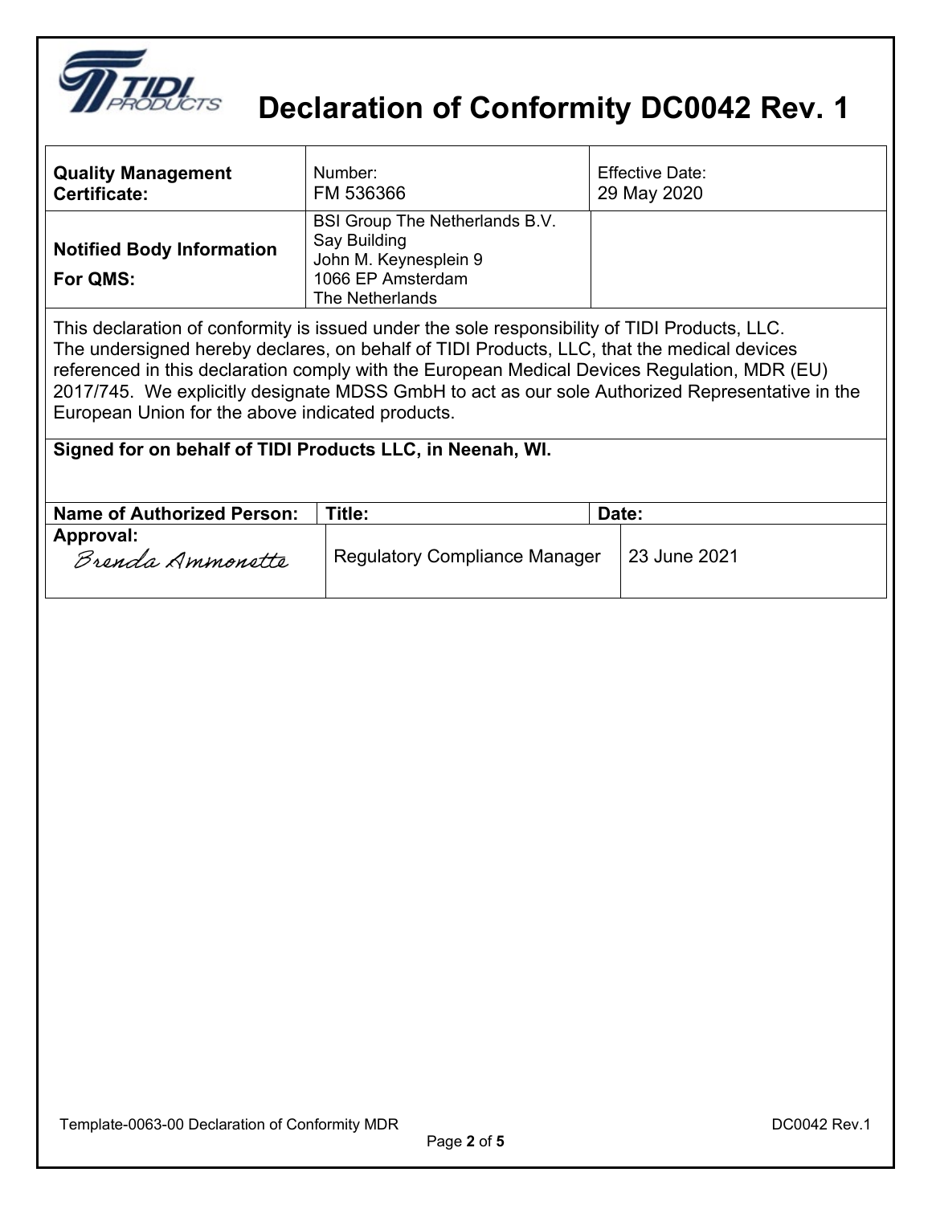# Declaration of Conformity DC0042 Rev. 1

| **Quality Management Certificate:** | Number: FM 536366 | Effective Date: 29 May 2020 |
|---|---|---|
| **Notified Body Information For QMS:** | BSI Group The Netherlands B.V.<br>Say Building<br>John M. Keynesplein 9<br>1066 EP Amsterdam<br>The Netherlands | |

This declaration of conformity is issued under the sole responsibility of TIDI Products, LLC. The undersigned hereby declares, on behalf of TIDI Products, LLC, that the medical devices referenced in this declaration comply with the European Medical Devices Regulation, MDR (EU) 2017/745. We explicitly designate MDSS GmbH to act as our sole Authorized Representative in the European Union for the above indicated products.

**Signed for on behalf of TIDI Products LLC, in Neenah, WI.**

| **Name of Authorized Person:** | **Title:** | **Date:** |
|---|---|---|
| **Approval:** Brenda Ammonette | Regulatory Compliance Manager | 23 June 2021 |

Template-0063-00 Declaration of Conformity MDR — DC0042 Rev.1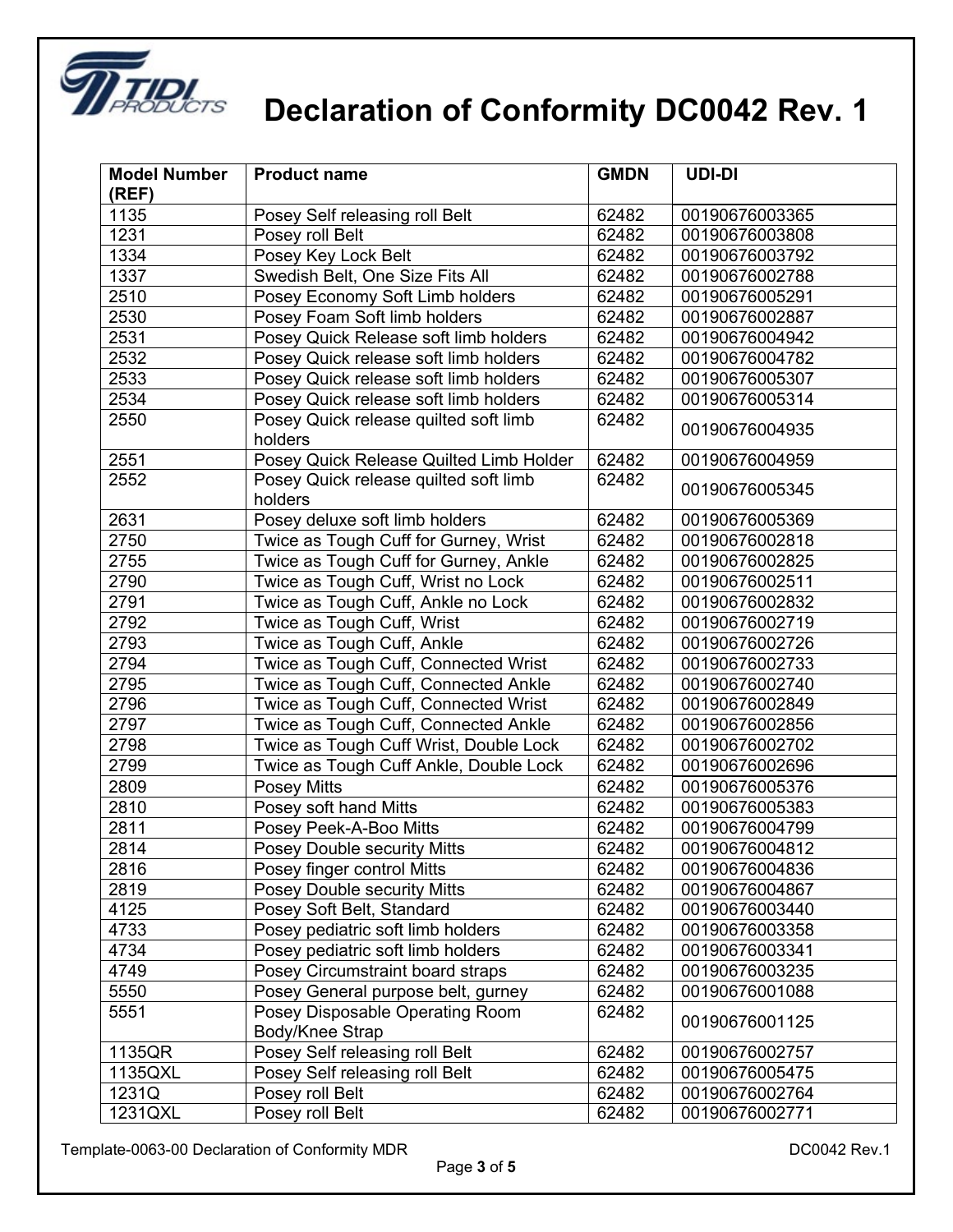# Declaration of Conformity DC0042 Rev. 1

| Model Number (REF) | Product name | GMDN | UDI-DI |
|---|---|---|---|
| 1135 | Posey Self releasing roll Belt | 62482 | 00190676003365 |
| 1231 | Posey roll Belt | 62482 | 00190676003808 |
| 1334 | Posey Key Lock Belt | 62482 | 00190676003792 |
| 1337 | Swedish Belt, One Size Fits All | 62482 | 00190676002788 |
| 2510 | Posey Economy Soft Limb holders | 62482 | 00190676005291 |
| 2530 | Posey Foam Soft limb holders | 62482 | 00190676002887 |
| 2531 | Posey Quick Release soft limb holders | 62482 | 00190676004942 |
| 2532 | Posey Quick release soft limb holders | 62482 | 00190676004782 |
| 2533 | Posey Quick release soft limb holders | 62482 | 00190676005307 |
| 2534 | Posey Quick release soft limb holders | 62482 | 00190676005314 |
| 2550 | Posey Quick release quilted soft limb holders | 62482 | 00190676004935 |
| 2551 | Posey Quick Release Quilted Limb Holder | 62482 | 00190676004959 |
| 2552 | Posey Quick release quilted soft limb holders | 62482 | 00190676005345 |
| 2631 | Posey deluxe soft limb holders | 62482 | 00190676005369 |
| 2750 | Twice as Tough Cuff for Gurney, Wrist | 62482 | 00190676002818 |
| 2755 | Twice as Tough Cuff for Gurney, Ankle | 62482 | 00190676002825 |
| 2790 | Twice as Tough Cuff, Wrist no Lock | 62482 | 00190676002511 |
| 2791 | Twice as Tough Cuff, Ankle no Lock | 62482 | 00190676002832 |
| 2792 | Twice as Tough Cuff, Wrist | 62482 | 00190676002719 |
| 2793 | Twice as Tough Cuff, Ankle | 62482 | 00190676002726 |
| 2794 | Twice as Tough Cuff, Connected Wrist | 62482 | 00190676002733 |
| 2795 | Twice as Tough Cuff, Connected Ankle | 62482 | 00190676002740 |
| 2796 | Twice as Tough Cuff, Connected Wrist | 62482 | 00190676002849 |
| 2797 | Twice as Tough Cuff, Connected Ankle | 62482 | 00190676002856 |
| 2798 | Twice as Tough Cuff Wrist, Double Lock | 62482 | 00190676002702 |
| 2799 | Twice as Tough Cuff Ankle, Double Lock | 62482 | 00190676002696 |
| 2809 | Posey Mitts | 62482 | 00190676005376 |
| 2810 | Posey soft hand Mitts | 62482 | 00190676005383 |
| 2811 | Posey Peek-A-Boo Mitts | 62482 | 00190676004799 |
| 2814 | Posey Double security Mitts | 62482 | 00190676004812 |
| 2816 | Posey finger control Mitts | 62482 | 00190676004836 |
| 2819 | Posey Double security Mitts | 62482 | 00190676004867 |
| 4125 | Posey Soft Belt, Standard | 62482 | 00190676003440 |
| 4733 | Posey pediatric soft limb holders | 62482 | 00190676003358 |
| 4734 | Posey pediatric soft limb holders | 62482 | 00190676003341 |
| 4749 | Posey Circumstraint board straps | 62482 | 00190676003235 |
| 5550 | Posey General purpose belt, gurney | 62482 | 00190676001088 |
| 5551 | Posey Disposable Operating Room Body/Knee Strap | 62482 | 00190676001125 |
| 1135QR | Posey Self releasing roll Belt | 62482 | 00190676002757 |
| 1135QXL | Posey Self releasing roll Belt | 62482 | 00190676005475 |
| 1231Q | Posey roll Belt | 62482 | 00190676002764 |
| 1231QXL | Posey roll Belt | 62482 | 00190676002771 |

Template-0063-00 Declaration of Conformity MDR DC0042 Rev.1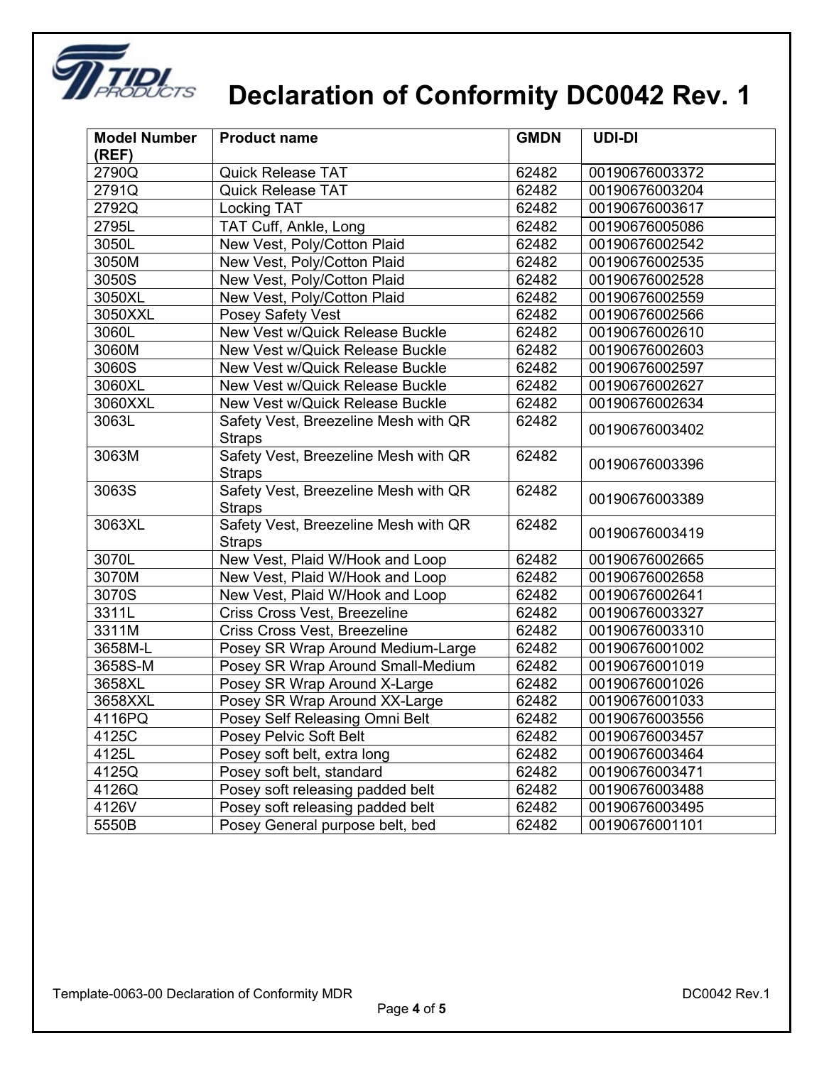# Declaration of Conformity DC0042 Rev. 1

| Model Number (REF) | Product name | GMDN | UDI-DI |
|---|---|---|---|
| 2790Q | Quick Release TAT | 62482 | 00190676003372 |
| 2791Q | Quick Release TAT | 62482 | 00190676003204 |
| 2792Q | Locking TAT | 62482 | 00190676003617 |
| 2795L | TAT Cuff, Ankle, Long | 62482 | 00190676005086 |
| 3050L | New Vest, Poly/Cotton Plaid | 62482 | 00190676002542 |
| 3050M | New Vest, Poly/Cotton Plaid | 62482 | 00190676002535 |
| 3050S | New Vest, Poly/Cotton Plaid | 62482 | 00190676002528 |
| 3050XL | New Vest, Poly/Cotton Plaid | 62482 | 00190676002559 |
| 3050XXL | Posey Safety Vest | 62482 | 00190676002566 |
| 3060L | New Vest w/Quick Release Buckle | 62482 | 00190676002610 |
| 3060M | New Vest w/Quick Release Buckle | 62482 | 00190676002603 |
| 3060S | New Vest w/Quick Release Buckle | 62482 | 00190676002597 |
| 3060XL | New Vest w/Quick Release Buckle | 62482 | 00190676002627 |
| 3060XXL | New Vest w/Quick Release Buckle | 62482 | 00190676002634 |
| 3063L | Safety Vest, Breezeline Mesh with QR Straps | 62482 | 00190676003402 |
| 3063M | Safety Vest, Breezeline Mesh with QR Straps | 62482 | 00190676003396 |
| 3063S | Safety Vest, Breezeline Mesh with QR Straps | 62482 | 00190676003389 |
| 3063XL | Safety Vest, Breezeline Mesh with QR Straps | 62482 | 00190676003419 |
| 3070L | New Vest, Plaid W/Hook and Loop | 62482 | 00190676002665 |
| 3070M | New Vest, Plaid W/Hook and Loop | 62482 | 00190676002658 |
| 3070S | New Vest, Plaid W/Hook and Loop | 62482 | 00190676002641 |
| 3311L | Criss Cross Vest, Breezeline | 62482 | 00190676003327 |
| 3311M | Criss Cross Vest, Breezeline | 62482 | 00190676003310 |
| 3658M-L | Posey SR Wrap Around Medium-Large | 62482 | 00190676001002 |
| 3658S-M | Posey SR Wrap Around Small-Medium | 62482 | 00190676001019 |
| 3658XL | Posey SR Wrap Around X-Large | 62482 | 00190676001026 |
| 3658XXL | Posey SR Wrap Around XX-Large | 62482 | 00190676001033 |
| 4116PQ | Posey Self Releasing Omni Belt | 62482 | 00190676003556 |
| 4125C | Posey Pelvic Soft Belt | 62482 | 00190676003457 |
| 4125L | Posey soft belt, extra long | 62482 | 00190676003464 |
| 4125Q | Posey soft belt, standard | 62482 | 00190676003471 |
| 4126Q | Posey soft releasing padded belt | 62482 | 00190676003488 |
| 4126V | Posey soft releasing padded belt | 62482 | 00190676003495 |
| 5550B | Posey General purpose belt, bed | 62482 | 00190676001101 |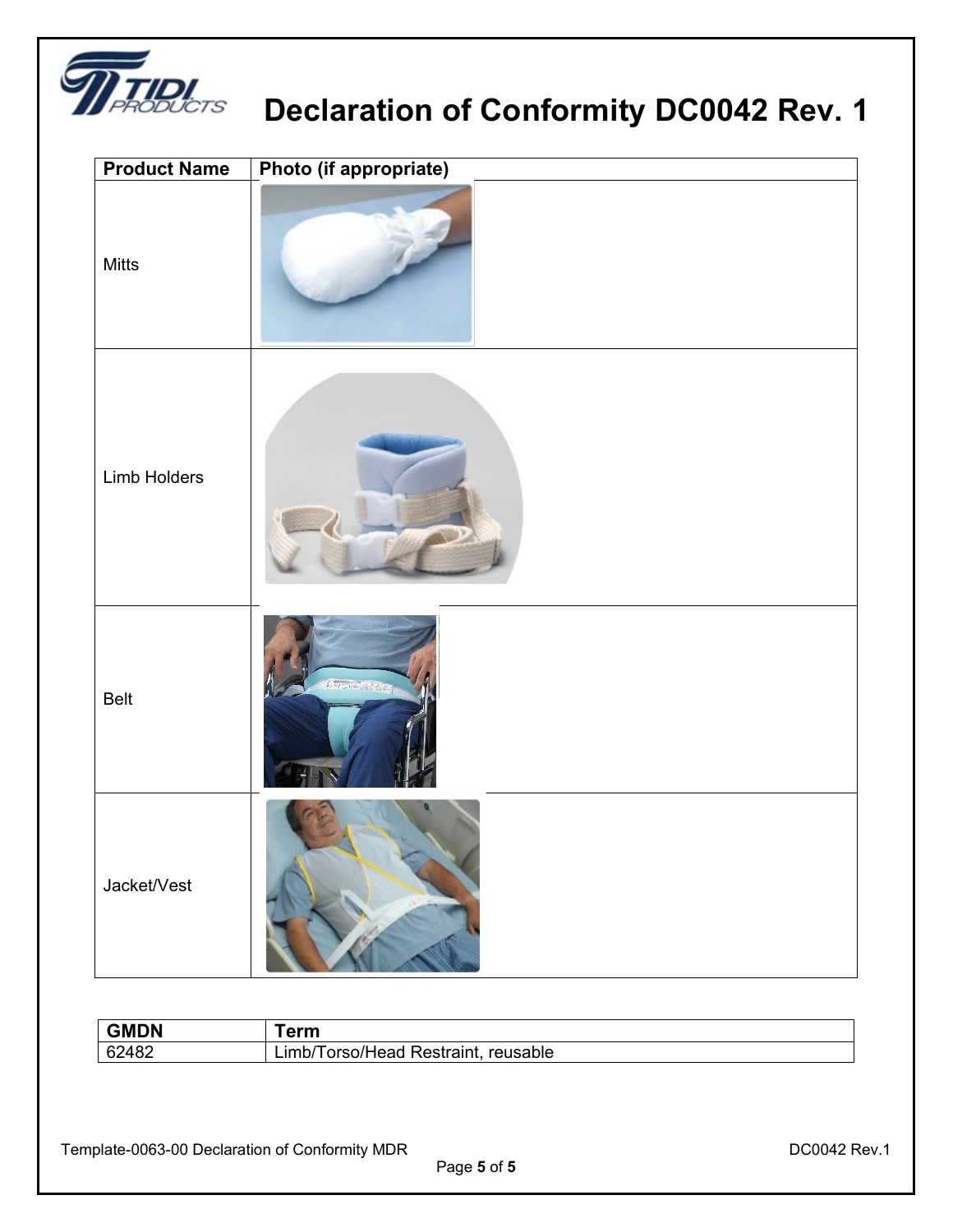# Declaration of Conformity DC0042 Rev. 1

| Product Name | Photo (if appropriate) |
|---|---|
| Mitts | |
| Limb Holders | |
| Belt | |
| Jacket/Vest | |

| GMDN | Term |
|---|---|
| 62482 | Limb/Torso/Head Restraint, reusable |

Template-0063-00 Declaration of Conformity MDR